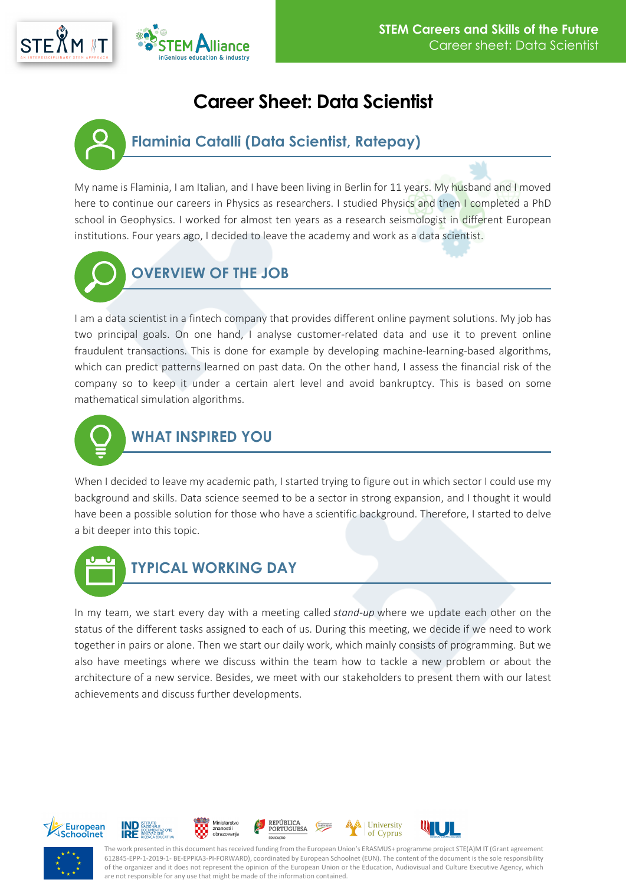# Career Sheet: Data Scientist

## Flaminia Catalli (Data Scientist, Ratepay)

My name is Flaminia, I am Italian, and I have been living in Berlin for 11 years. My husband and I moved here to continue our careers in Physics as researchers. I studied Physics and then I completed a PhD school in Geophysics. I worked for almost ten years as a research seismologist in different European institutions. Four years ago, I decided to leave the academy and work as a data scientist.

## OVERVIEW OF THE JOB

I am a data scientist in a fintech company that provides different online payment solutions. My job has two principal goals. On one hand, I analyse customer-related data and use it to prevent online fraudulent transactions. This is done for example by developing machine-learning-based algorithms, which can predict patterns learned on past data. On the other hand, I assess the financial risk of the company so to keep it under a certain alert level and avoid bankruptcy. This is based on some mathematical simulation algorithms.

## WHAT INSPIRED YOU

When I decided to leave my academic path, I started trying to figure out in which sector I could use my background and skills. Data science seemed to be a sector in strong expansion, and I thought it would have been a possible solution for those who have a scientific background. Therefore, I started to delve a bit deeper into this topic.

## TYPICAL WORKING DAY

In my team, we start every day with a meeting called *stand-up* where we update each other on the status of the different tasks assigned to each of us. During this meeting, we decide if we need to work together in pairs or alone. Then we start our daily work, which mainly consists of programming. But we also have meetings where we discuss within the team how to tackle a new problem or about the architecture of a new service. Besides, we meet with our stakeholders to present them with our latest achievements and discuss further developments.

The work presented in this document has received funding from the European Union's ERASMUS+ programme project STE(A)M IT (Grant agreement 612845-EPP-1-2019-1- BE-EPPKA3-PI-FORWARD), coordinated by European Schoolnet (EUN). The content of the document is the sole responsibility of the organizer and it does not represent the opinion of the European Union or the Education, Audiovisual and Culture Executive Agency, which are not responsible for any use that might be made of the information contained.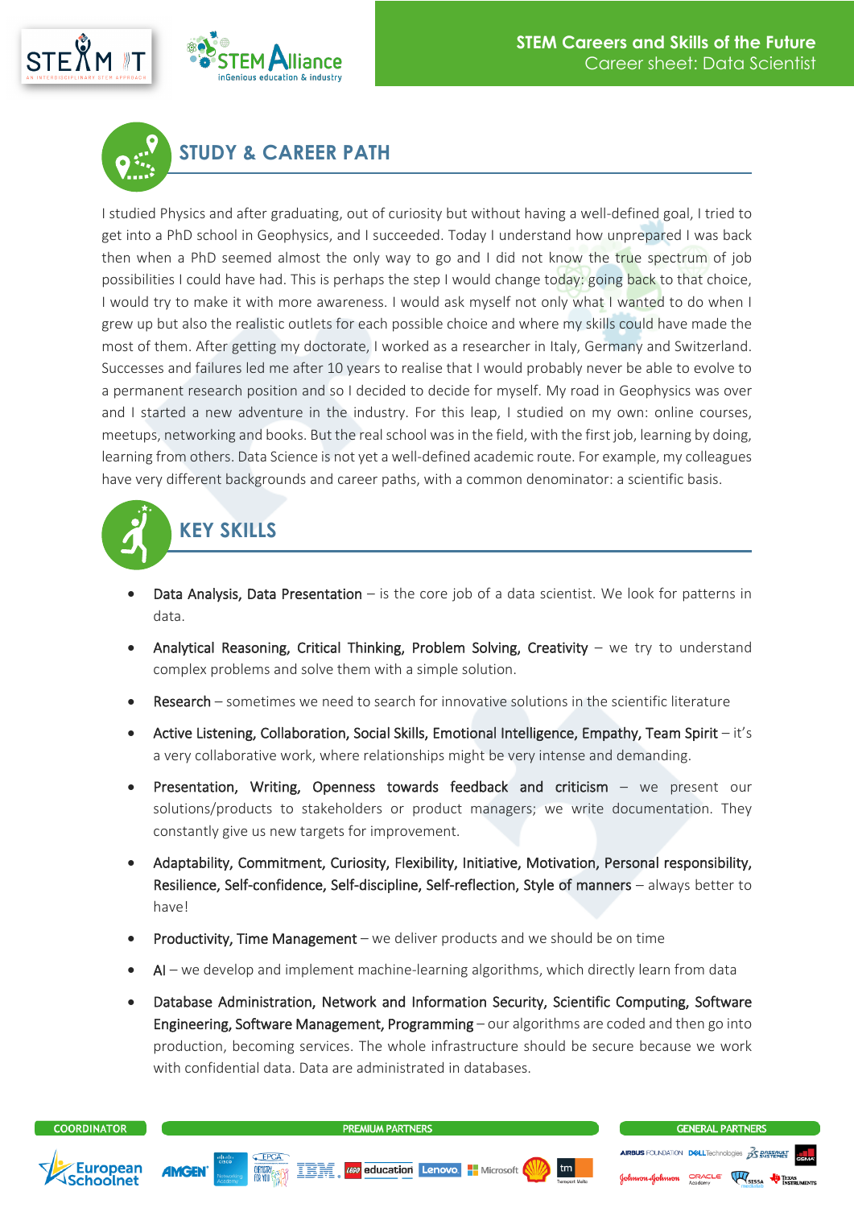## STUDY & CAREER PATH

I studied Physics and after graduating, out of curiosity but without having a well-defined goal, I tried to get into a PhD school in Geophysics, and I succeeded. Today I understand how unprepared I was back then when a PhD seemed almost the only way to go and I did not know the true spectrum of job possibilities I could have had. This is perhaps the step I would change today: going back to that choice, I would try to make it with more awareness. I would ask myself not only what I wanted to do when I grew up but also the realistic outlets for each possible choice and where my skills could have made the most of them. After getting my doctorate, I worked as a researcher in Italy, Germany and Switzerland. Successes and failures led me after 10 years to realise that I would probably never be able to evolve to a permanent research position and so I decided to decide for myself. My road in Geophysics was over and I started a new adventure in the industry. For this leap, I studied on my own: online courses, meetups, networking and books. But the real school was in the field, with the first job, learning by doing, learning from others. Data Science is not yet a well-defined academic route. For example, my colleagues have very different backgrounds and career paths, with a common denominator: a scientific basis.

## KEY SKILLS

- Data Analysis, Data Presentation – is the core job of a data scientist. We look for patterns in data.
- Analytical Reasoning, Critical Thinking, Problem Solving, Creativity – we try to understand complex problems and solve them with a simple solution.
- Research – sometimes we need to search for innovative solutions in the scientific literature
- Active Listening, Collaboration, Social Skills, Emotional Intelligence, Empathy, Team Spirit – it's a very collaborative work, where relationships might be very intense and demanding.
- Presentation, Writing, Openness towards feedback and criticism – we present our solutions/products to stakeholders or product managers; we write documentation. They constantly give us new targets for improvement.
- Adaptability, Commitment, Curiosity, Flexibility, Initiative, Motivation, Personal responsibility, Resilience, Self-confidence, Self-discipline, Self-reflection, Style of manners – always better to have!
- Productivity, Time Management – we deliver products and we should be on time
- AI – we develop and implement machine-learning algorithms, which directly learn from data
- Database Administration, Network and Information Security, Scientific Computing, Software Engineering, Software Management, Programming – our algorithms are coded and then go into production, becoming services. The whole infrastructure should be secure because we work with confidential data. Data are administrated in databases.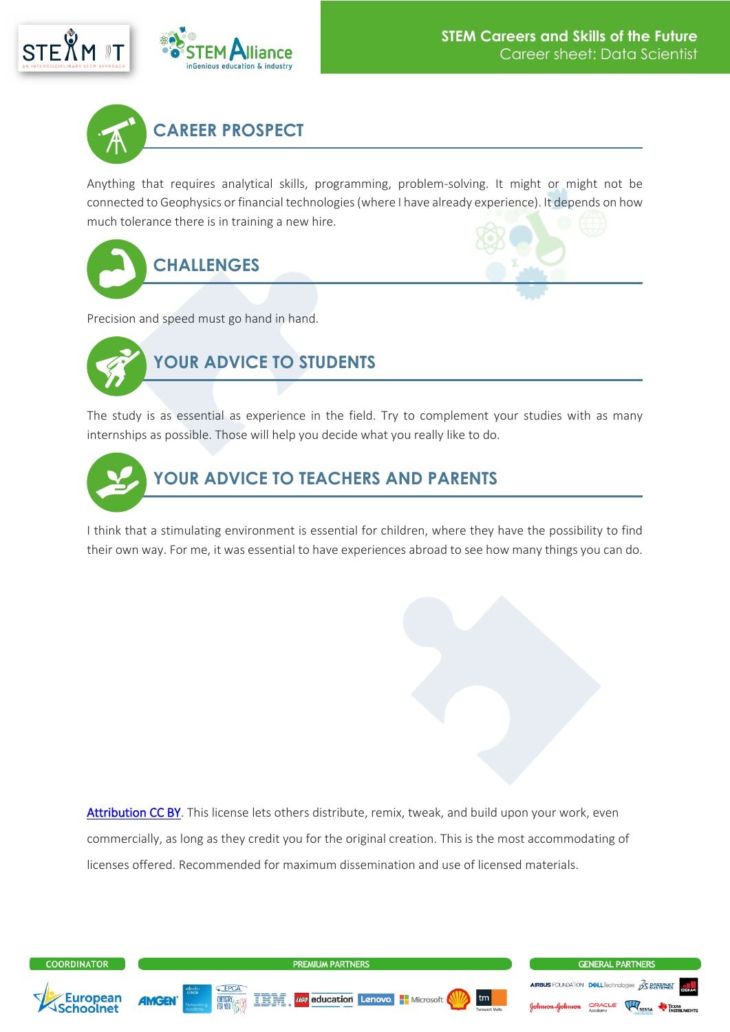## CAREER PROSPECT

Anything that requires analytical skills, programming, problem-solving. It might or might not be connected to Geophysics or financial technologies (where I have already experience). It depends on how much tolerance there is in training a new hire.

## CHALLENGES

Precision and speed must go hand in hand.

## YOUR ADVICE TO STUDENTS

The study is as essential as experience in the field. Try to complement your studies with as many internships as possible. Those will help you decide what you really like to do.

## YOUR ADVICE TO TEACHERS AND PARENTS

I think that a stimulating environment is essential for children, where they have the possibility to find their own way. For me, it was essential to have experiences abroad to see how many things you can do.

[Attribution CC BY](). This license lets others distribute, remix, tweak, and build upon your work, even commercially, as long as they credit you for the original creation. This is the most accommodating of licenses offered. Recommended for maximum dissemination and use of licensed materials.